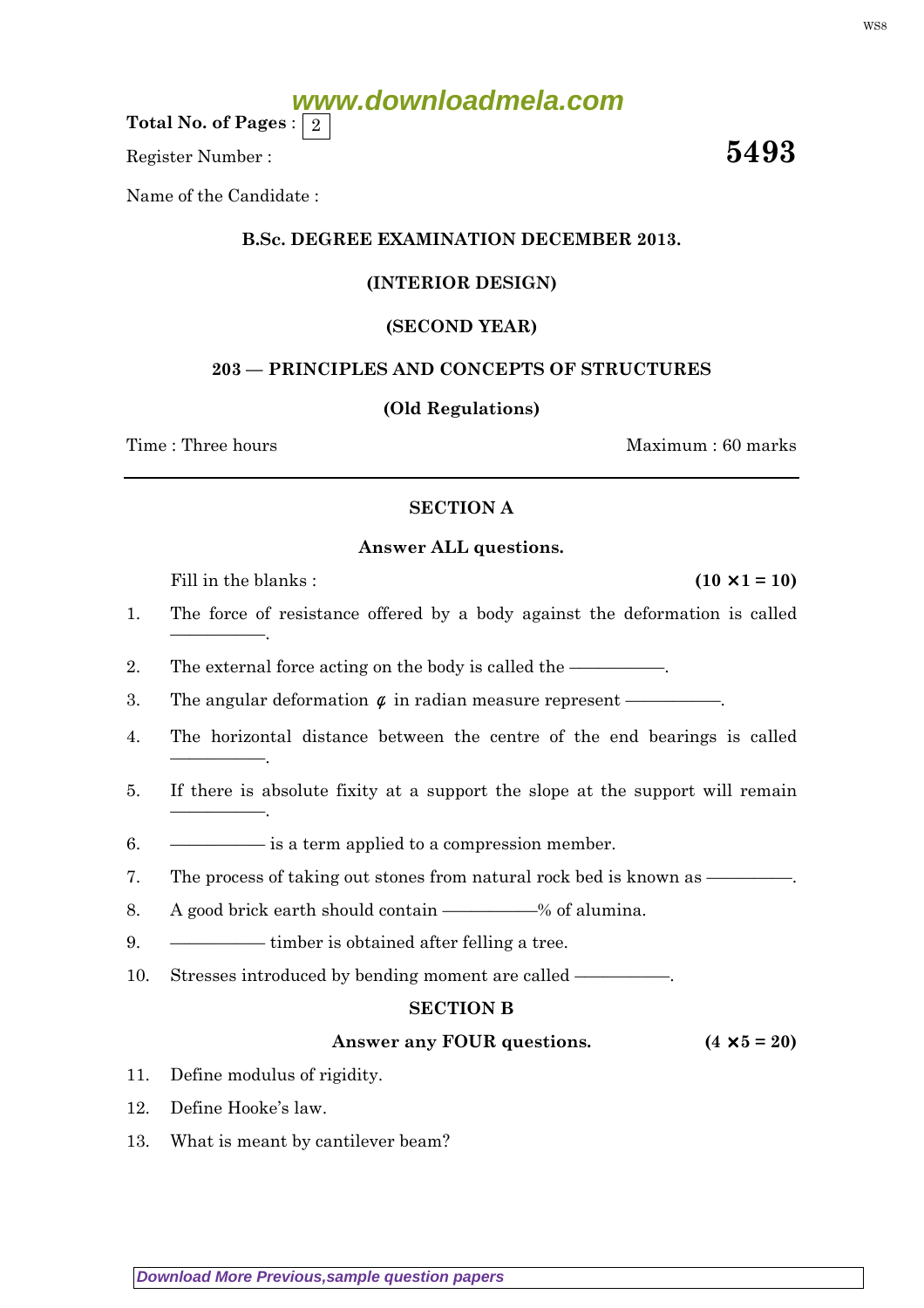Total No. of Pages : 2

Register Number :

**5493**

Name of the Candidate :

**B.Sc. DEGREE EXAMINATION DECEMBER 2013.**

**(INTERIOR DESIGN)**

**(SECOND YEAR)**

**203 — PRINCIPLES AND CONCEPTS OF STRUCTURES**

**(Old Regulations)**

Time : Three hours | Maximum : 60 marks

---

## SECTION A

**Answer ALL questions.**

Fill in the blanks : **(10 × 1 = 10)**

1. The force of resistance offered by a body against the deformation is called ————.

2. The external force acting on the body is called the ————.

3. The angular deformation $\phi$ in radian measure represent ————.

4. The horizontal distance between the centre of the end bearings is called ————.

5. If there is absolute fixity at a support the slope at the support will remain ————.

6. ———— is a term applied to a compression member.

7. The process of taking out stones from natural rock bed is known as ————.

8. A good brick earth should contain ————% of alumina.

9. ———— timber is obtained after felling a tree.

10. Stresses introduced by bending moment are called ————.

## SECTION B

**Answer any FOUR questions.** **(4 × 5 = 20)**

11. Define modulus of rigidity.

12. Define Hooke's law.

13. What is meant by cantilever beam?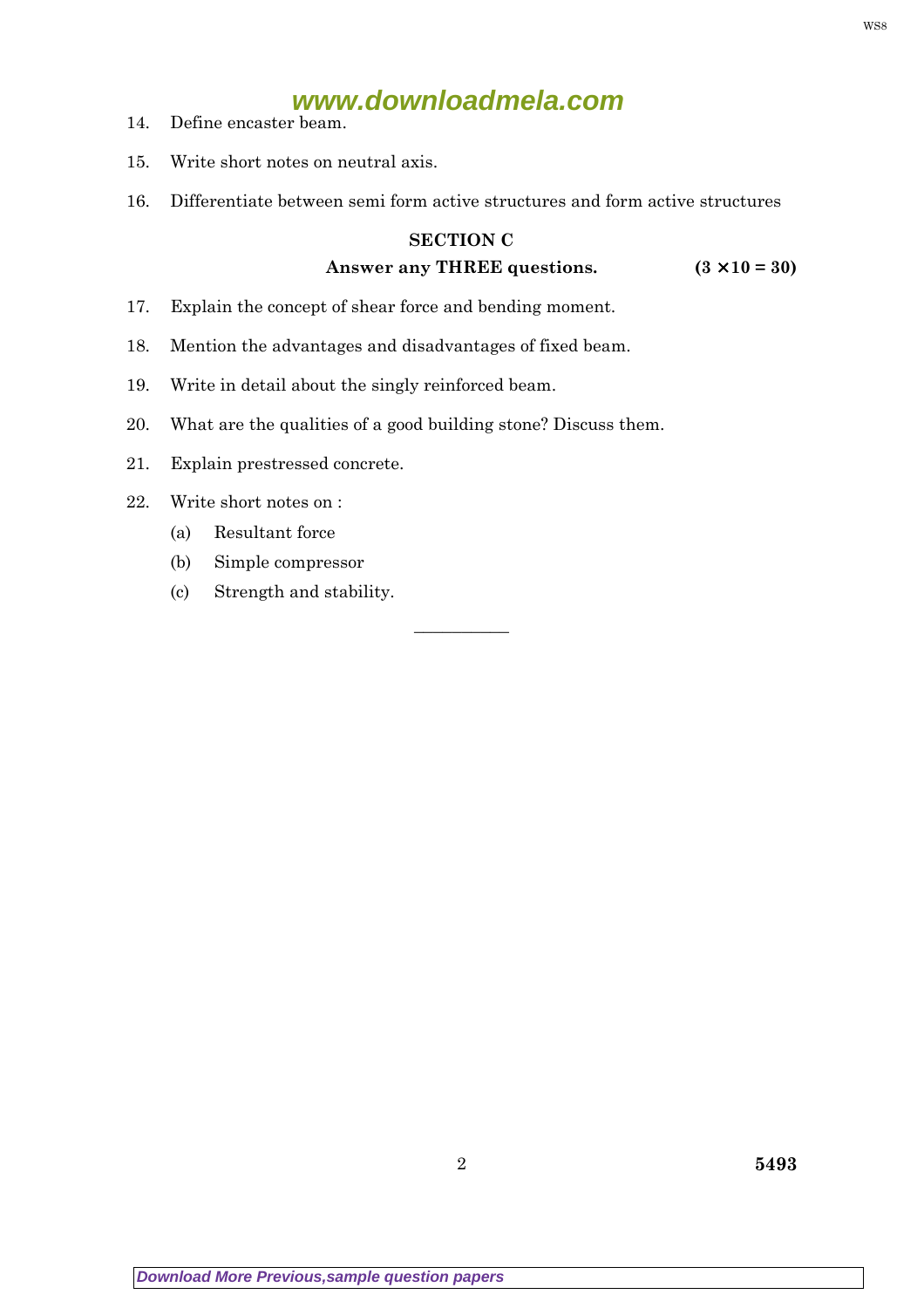14. Define encaster beam.

15. Write short notes on neutral axis.

16. Differentiate between semi form active structures and form active structures

## SECTION C

**Answer any THREE questions. (3 × 10 = 30)**

17. Explain the concept of shear force and bending moment.

18. Mention the advantages and disadvantages of fixed beam.

19. Write in detail about the singly reinforced beam.

20. What are the qualities of a good building stone? Discuss them.

21. Explain prestressed concrete.

22. Write short notes on :

    (a) Resultant force

    (b) Simple compressor

    (c) Strength and stability.